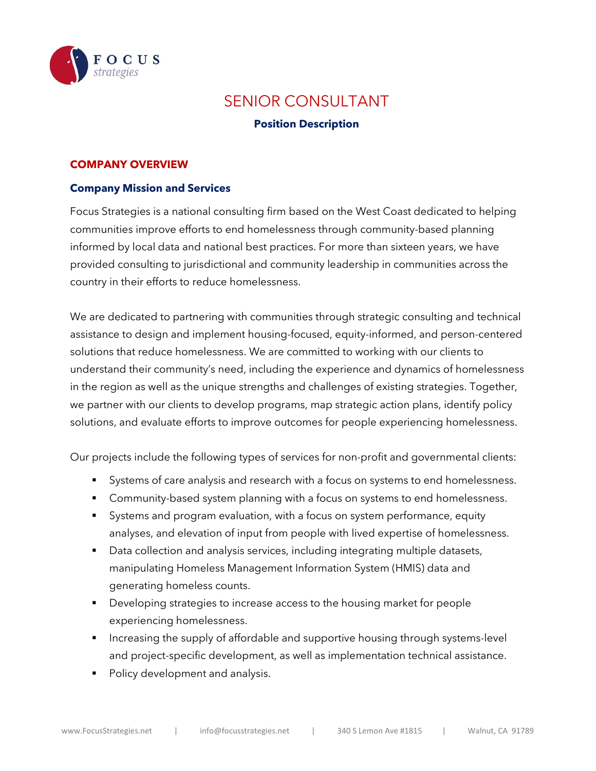FOCUS *strategies*

# SENIOR CONSULTANT

**Position Description**

## COMPANY OVERVIEW

### Company Mission and Services

Focus Strategies is a national consulting firm based on the West Coast dedicated to helping communities improve efforts to end homelessness through community-based planning informed by local data and national best practices. For more than sixteen years, we have provided consulting to jurisdictional and community leadership in communities across the country in their efforts to reduce homelessness.

We are dedicated to partnering with communities through strategic consulting and technical assistance to design and implement housing-focused, equity-informed, and person-centered solutions that reduce homelessness. We are committed to working with our clients to understand their community's need, including the experience and dynamics of homelessness in the region as well as the unique strengths and challenges of existing strategies. Together, we partner with our clients to develop programs, map strategic action plans, identify policy solutions, and evaluate efforts to improve outcomes for people experiencing homelessness.

Our projects include the following types of services for non-profit and governmental clients:

- Systems of care analysis and research with a focus on systems to end homelessness.
- Community-based system planning with a focus on systems to end homelessness.
- Systems and program evaluation, with a focus on system performance, equity analyses, and elevation of input from people with lived expertise of homelessness.
- Data collection and analysis services, including integrating multiple datasets, manipulating Homeless Management Information System (HMIS) data and generating homeless counts.
- Developing strategies to increase access to the housing market for people experiencing homelessness.
- Increasing the supply of affordable and supportive housing through systems-level and project-specific development, as well as implementation technical assistance.
- Policy development and analysis.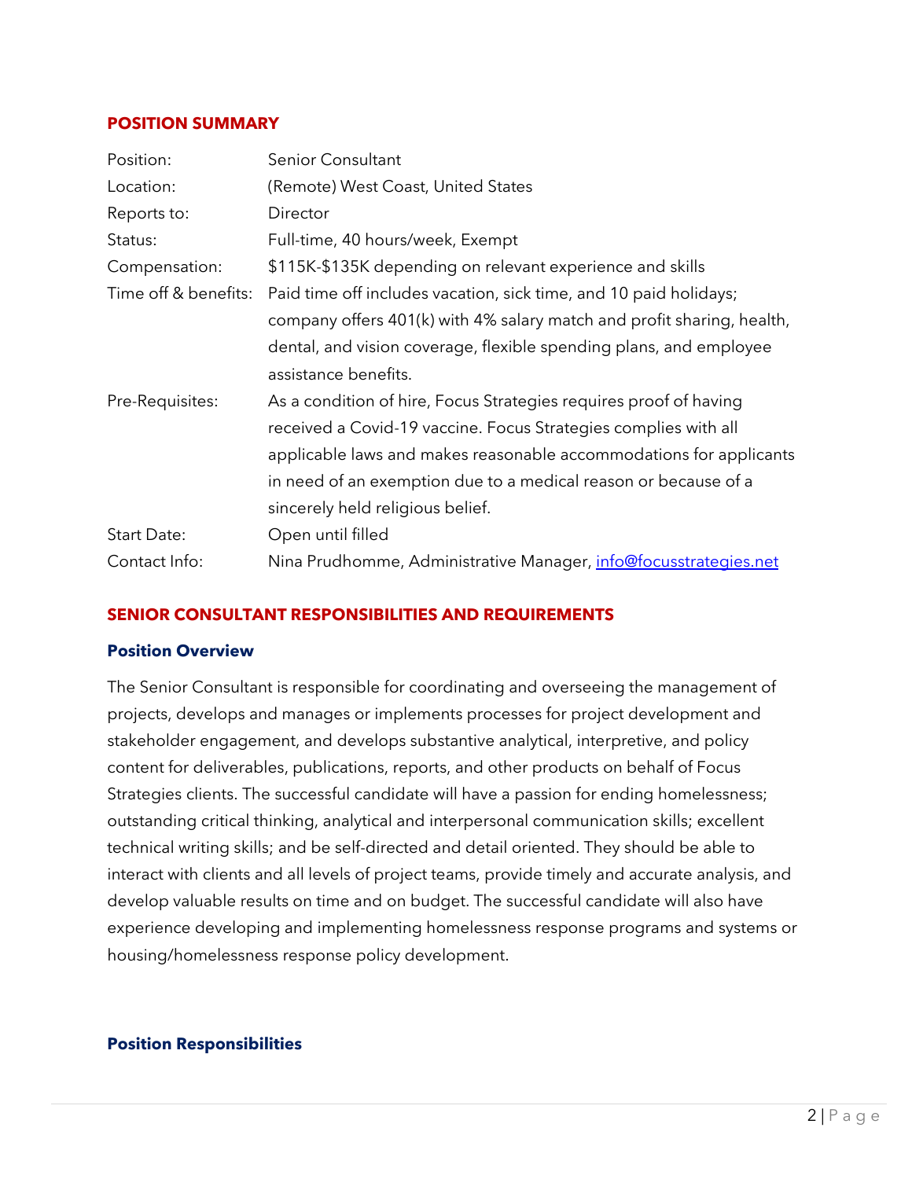## POSITION SUMMARY

| | |
|---|---|
| Position: | Senior Consultant |
| Location: | (Remote) West Coast, United States |
| Reports to: | Director |
| Status: | Full-time, 40 hours/week, Exempt |
| Compensation: | $115K-$135K depending on relevant experience and skills |
| Time off & benefits: | Paid time off includes vacation, sick time, and 10 paid holidays; company offers 401(k) with 4% salary match and profit sharing, health, dental, and vision coverage, flexible spending plans, and employee assistance benefits. |
| Pre-Requisites: | As a condition of hire, Focus Strategies requires proof of having received a Covid-19 vaccine. Focus Strategies complies with all applicable laws and makes reasonable accommodations for applicants in need of an exemption due to a medical reason or because of a sincerely held religious belief. |
| Start Date: | Open until filled |
| Contact Info: | Nina Prudhomme, Administrative Manager, info@focusstrategies.net |

## SENIOR CONSULTANT RESPONSIBILITIES AND REQUIREMENTS

### Position Overview

The Senior Consultant is responsible for coordinating and overseeing the management of projects, develops and manages or implements processes for project development and stakeholder engagement, and develops substantive analytical, interpretive, and policy content for deliverables, publications, reports, and other products on behalf of Focus Strategies clients. The successful candidate will have a passion for ending homelessness; outstanding critical thinking, analytical and interpersonal communication skills; excellent technical writing skills; and be self-directed and detail oriented. They should be able to interact with clients and all levels of project teams, provide timely and accurate analysis, and develop valuable results on time and on budget. The successful candidate will also have experience developing and implementing homelessness response programs and systems or housing/homelessness response policy development.

### Position Responsibilities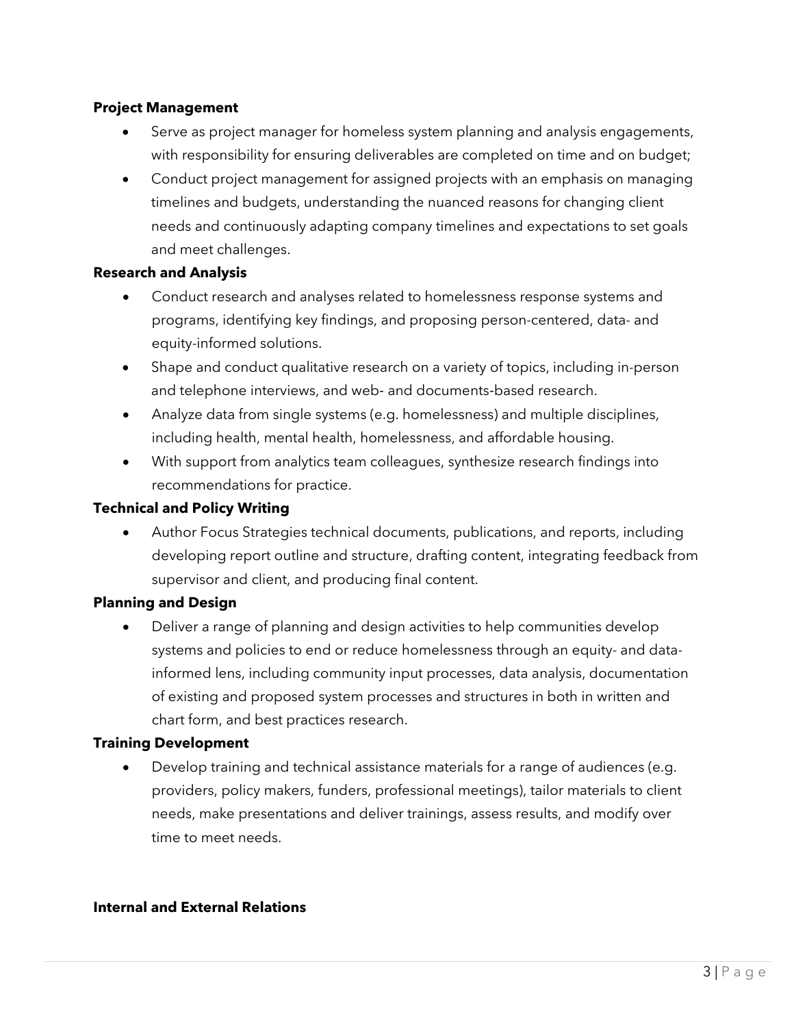**Project Management**

- Serve as project manager for homeless system planning and analysis engagements, with responsibility for ensuring deliverables are completed on time and on budget;
- Conduct project management for assigned projects with an emphasis on managing timelines and budgets, understanding the nuanced reasons for changing client needs and continuously adapting company timelines and expectations to set goals and meet challenges.

**Research and Analysis**

- Conduct research and analyses related to homelessness response systems and programs, identifying key findings, and proposing person-centered, data- and equity-informed solutions.
- Shape and conduct qualitative research on a variety of topics, including in-person and telephone interviews, and web- and documents-based research.
- Analyze data from single systems (e.g. homelessness) and multiple disciplines, including health, mental health, homelessness, and affordable housing.
- With support from analytics team colleagues, synthesize research findings into recommendations for practice.

**Technical and Policy Writing**

- Author Focus Strategies technical documents, publications, and reports, including developing report outline and structure, drafting content, integrating feedback from supervisor and client, and producing final content.

**Planning and Design**

- Deliver a range of planning and design activities to help communities develop systems and policies to end or reduce homelessness through an equity- and data-informed lens, including community input processes, data analysis, documentation of existing and proposed system processes and structures in both in written and chart form, and best practices research.

**Training Development**

- Develop training and technical assistance materials for a range of audiences (e.g. providers, policy makers, funders, professional meetings), tailor materials to client needs, make presentations and deliver trainings, assess results, and modify over time to meet needs.

**Internal and External Relations**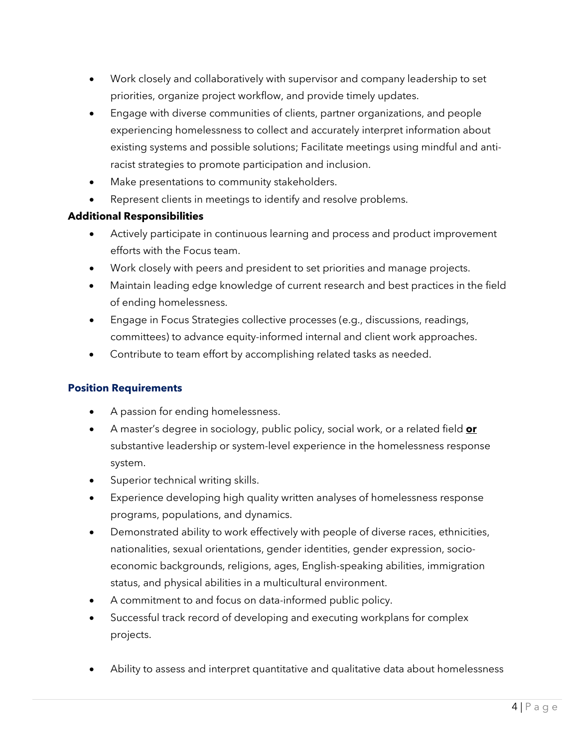- Work closely and collaboratively with supervisor and company leadership to set priorities, organize project workflow, and provide timely updates.
- Engage with diverse communities of clients, partner organizations, and people experiencing homelessness to collect and accurately interpret information about existing systems and possible solutions; Facilitate meetings using mindful and anti-racist strategies to promote participation and inclusion.
- Make presentations to community stakeholders.
- Represent clients in meetings to identify and resolve problems.

**Additional Responsibilities**

- Actively participate in continuous learning and process and product improvement efforts with the Focus team.
- Work closely with peers and president to set priorities and manage projects.
- Maintain leading edge knowledge of current research and best practices in the field of ending homelessness.
- Engage in Focus Strategies collective processes (e.g., discussions, readings, committees) to advance equity-informed internal and client work approaches.
- Contribute to team effort by accomplishing related tasks as needed.

### Position Requirements

- A passion for ending homelessness.
- A master's degree in sociology, public policy, social work, or a related field **or** substantive leadership or system-level experience in the homelessness response system.
- Superior technical writing skills.
- Experience developing high quality written analyses of homelessness response programs, populations, and dynamics.
- Demonstrated ability to work effectively with people of diverse races, ethnicities, nationalities, sexual orientations, gender identities, gender expression, socio-economic backgrounds, religions, ages, English-speaking abilities, immigration status, and physical abilities in a multicultural environment.
- A commitment to and focus on data-informed public policy.
- Successful track record of developing and executing workplans for complex projects.
- Ability to assess and interpret quantitative and qualitative data about homelessness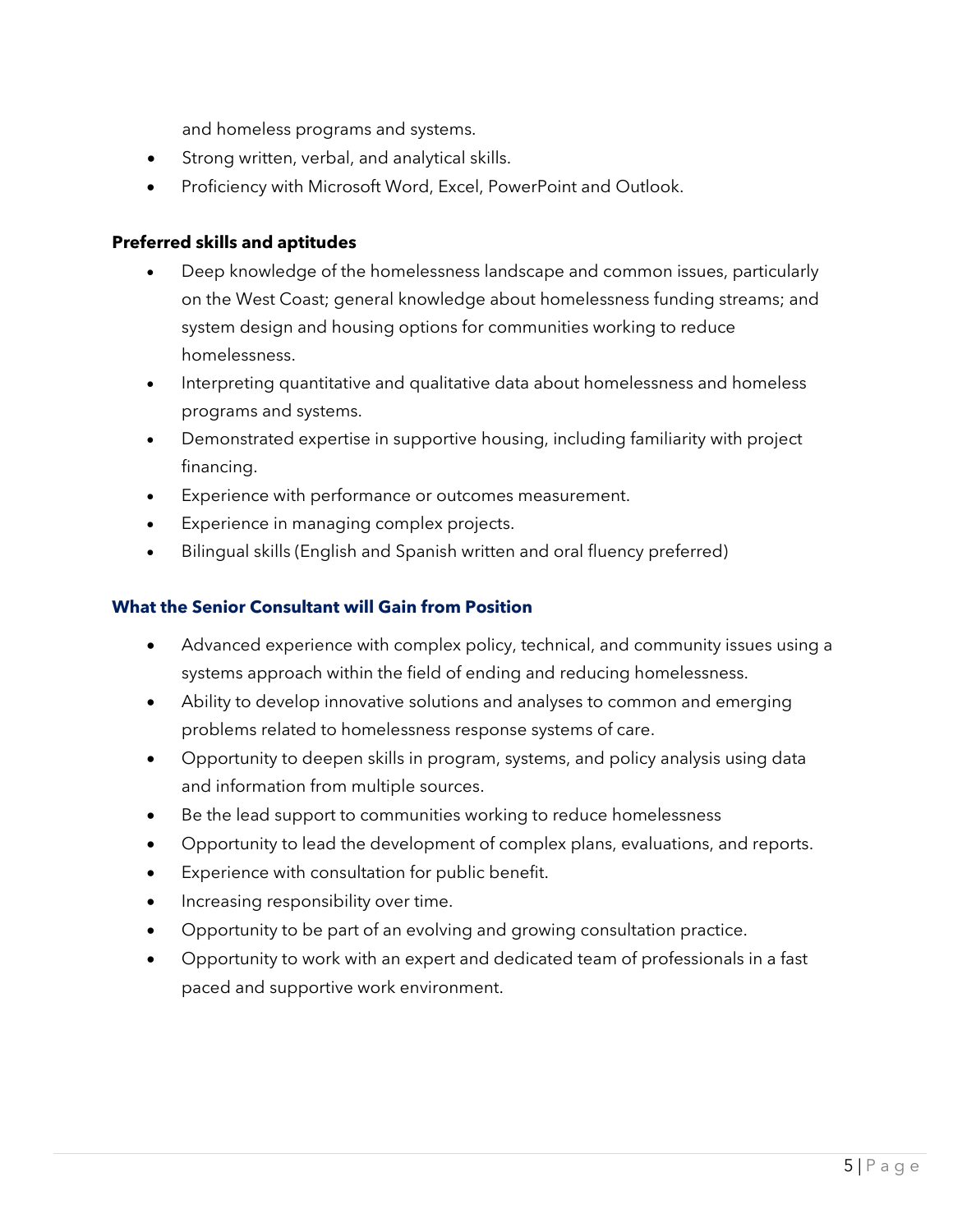and homeless programs and systems.

- Strong written, verbal, and analytical skills.
- Proficiency with Microsoft Word, Excel, PowerPoint and Outlook.

**Preferred skills and aptitudes**

- Deep knowledge of the homelessness landscape and common issues, particularly on the West Coast; general knowledge about homelessness funding streams; and system design and housing options for communities working to reduce homelessness.
- Interpreting quantitative and qualitative data about homelessness and homeless programs and systems.
- Demonstrated expertise in supportive housing, including familiarity with project financing.
- Experience with performance or outcomes measurement.
- Experience in managing complex projects.
- Bilingual skills (English and Spanish written and oral fluency preferred)

### What the Senior Consultant will Gain from Position

- Advanced experience with complex policy, technical, and community issues using a systems approach within the field of ending and reducing homelessness.
- Ability to develop innovative solutions and analyses to common and emerging problems related to homelessness response systems of care.
- Opportunity to deepen skills in program, systems, and policy analysis using data and information from multiple sources.
- Be the lead support to communities working to reduce homelessness
- Opportunity to lead the development of complex plans, evaluations, and reports.
- Experience with consultation for public benefit.
- Increasing responsibility over time.
- Opportunity to be part of an evolving and growing consultation practice.
- Opportunity to work with an expert and dedicated team of professionals in a fast paced and supportive work environment.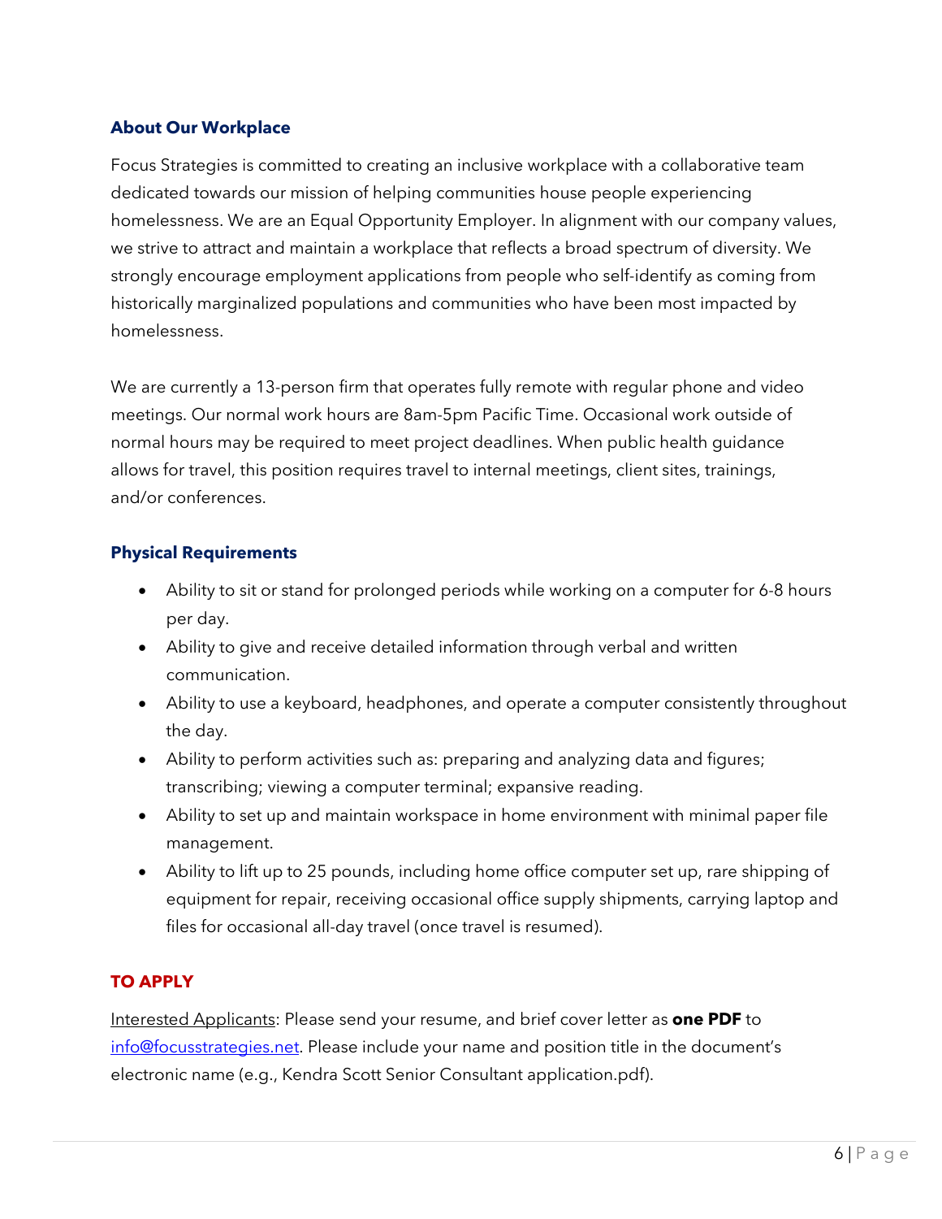### About Our Workplace

Focus Strategies is committed to creating an inclusive workplace with a collaborative team dedicated towards our mission of helping communities house people experiencing homelessness. We are an Equal Opportunity Employer. In alignment with our company values, we strive to attract and maintain a workplace that reflects a broad spectrum of diversity. We strongly encourage employment applications from people who self-identify as coming from historically marginalized populations and communities who have been most impacted by homelessness.

We are currently a 13-person firm that operates fully remote with regular phone and video meetings. Our normal work hours are 8am-5pm Pacific Time. Occasional work outside of normal hours may be required to meet project deadlines. When public health guidance allows for travel, this position requires travel to internal meetings, client sites, trainings, and/or conferences.

### Physical Requirements

- Ability to sit or stand for prolonged periods while working on a computer for 6-8 hours per day.
- Ability to give and receive detailed information through verbal and written communication.
- Ability to use a keyboard, headphones, and operate a computer consistently throughout the day.
- Ability to perform activities such as: preparing and analyzing data and figures; transcribing; viewing a computer terminal; expansive reading.
- Ability to set up and maintain workspace in home environment with minimal paper file management.
- Ability to lift up to 25 pounds, including home office computer set up, rare shipping of equipment for repair, receiving occasional office supply shipments, carrying laptop and files for occasional all-day travel (once travel is resumed).

### TO APPLY

Interested Applicants: Please send your resume, and brief cover letter as **one PDF** to info@focusstrategies.net. Please include your name and position title in the document's electronic name (e.g., Kendra Scott Senior Consultant application.pdf).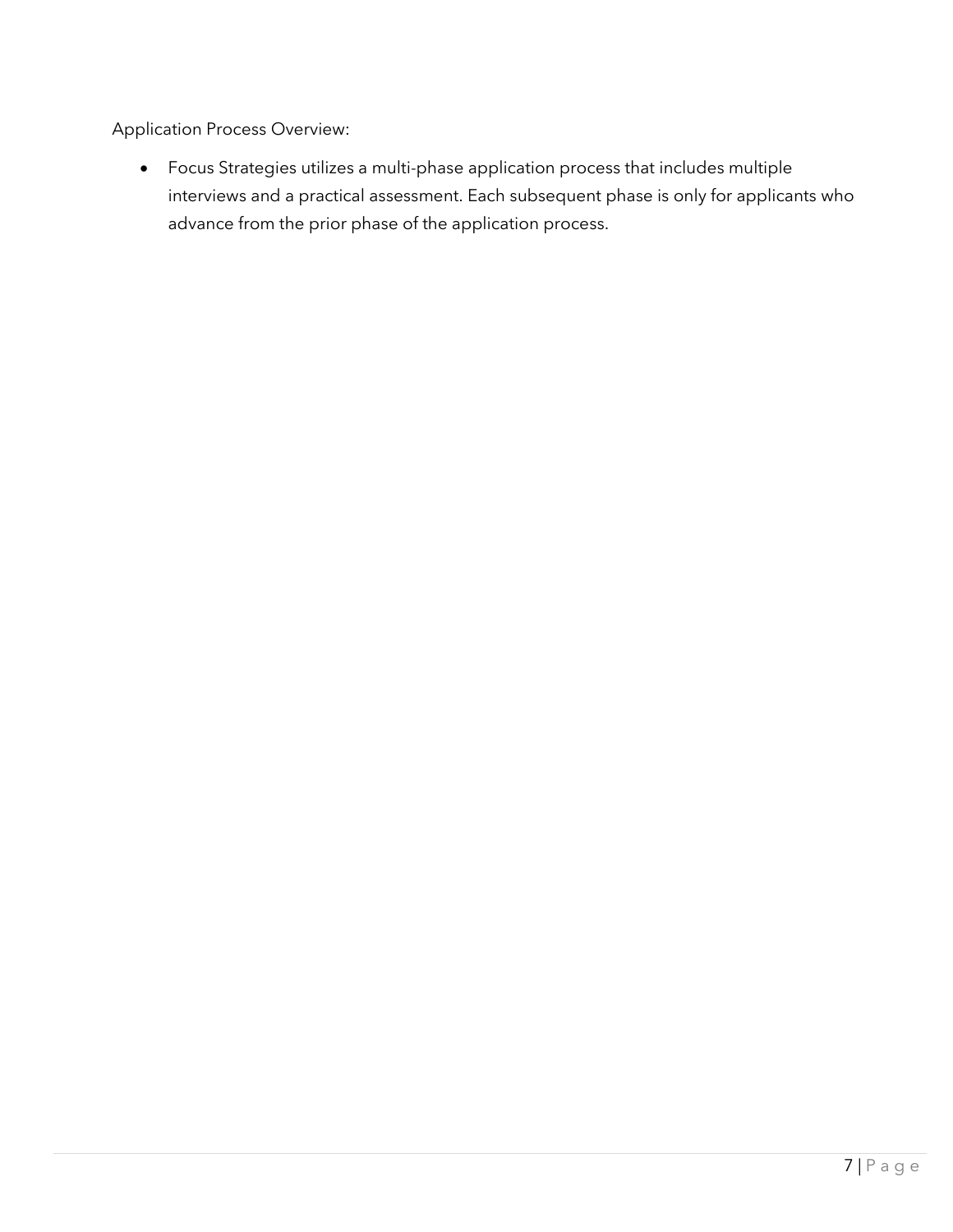Application Process Overview:

- Focus Strategies utilizes a multi-phase application process that includes multiple interviews and a practical assessment. Each subsequent phase is only for applicants who advance from the prior phase of the application process.